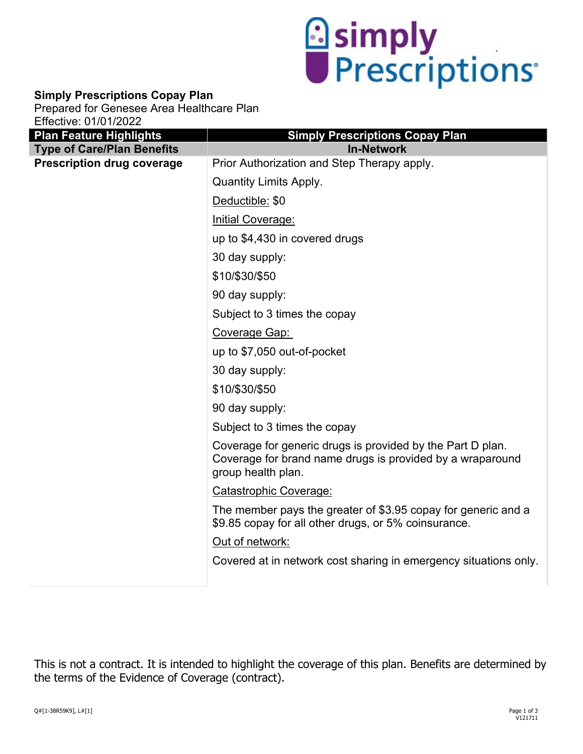**Simply Prescriptions Copay Plan**
Prepared for Genesee Area Healthcare Plan
Effective: 01/01/2022

| Plan Feature Highlights | Simply Prescriptions Copay Plan |
|---|---|
| **Type of Care/Plan Benefits** | **In-Network** |
| **Prescription drug coverage** | Prior Authorization and Step Therapy apply.<br><br>Quantity Limits Apply.<br><br>Deductible: $0<br><br>Initial Coverage:<br><br>up to $4,430 in covered drugs<br><br>30 day supply:<br><br>$10/$30/$50<br><br>90 day supply:<br><br>Subject to 3 times the copay<br><br>Coverage Gap:<br><br>up to $7,050 out-of-pocket<br><br>30 day supply:<br><br>$10/$30/$50<br><br>90 day supply:<br><br>Subject to 3 times the copay<br><br>Coverage for generic drugs is provided by the Part D plan. Coverage for brand name drugs is provided by a wraparound group health plan.<br><br>Catastrophic Coverage:<br><br>The member pays the greater of $3.95 copay for generic and a $9.85 copay for all other drugs, or 5% coinsurance.<br><br>Out of network:<br><br>Covered at in network cost sharing in emergency situations only. |

This is not a contract. It is intended to highlight the coverage of this plan. Benefits are determined by the terms of the Evidence of Coverage (contract).

Q#[1-38R59K9], L#[1]

V121711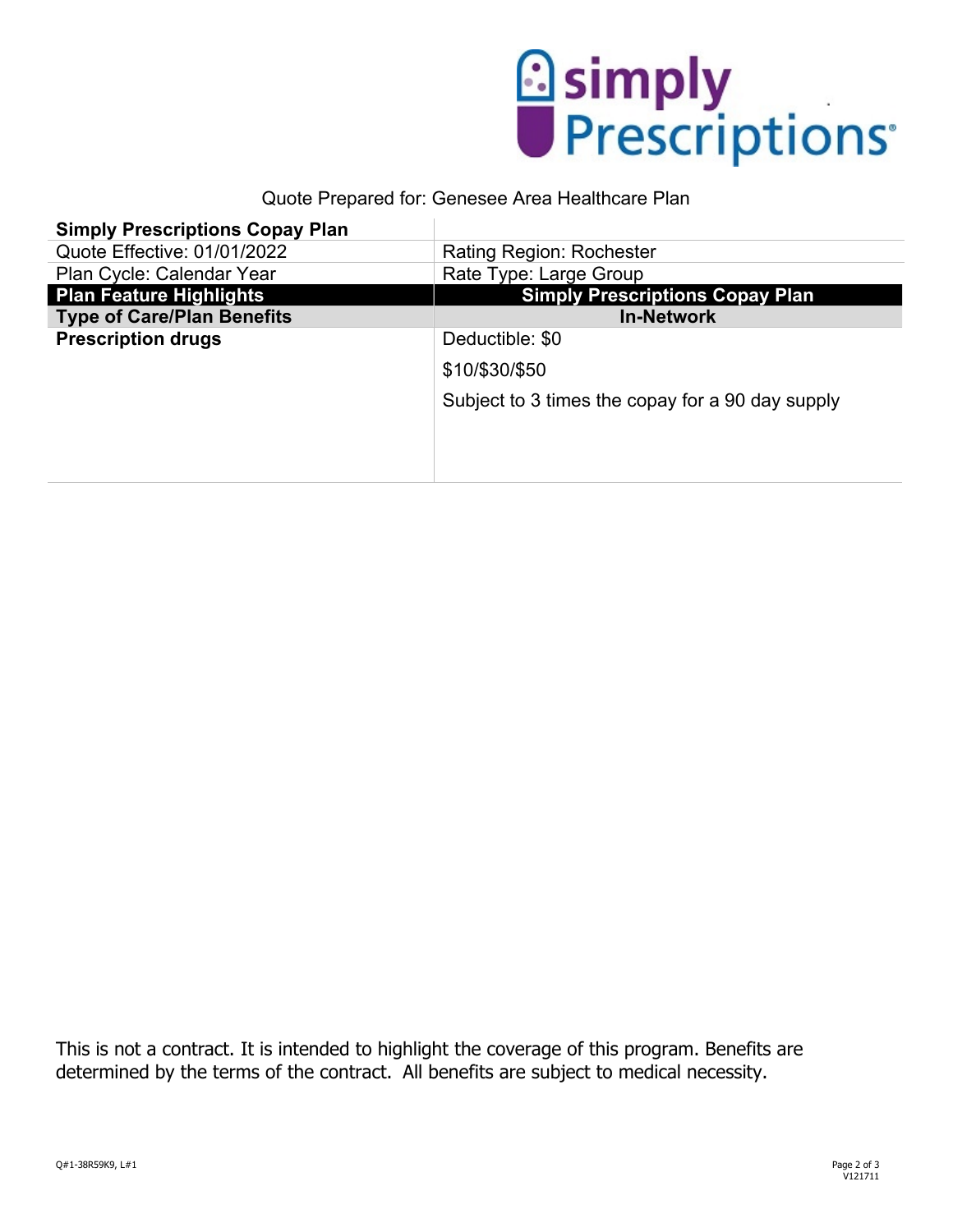simply Prescriptions

Quote Prepared for: Genesee Area Healthcare Plan

| | |
|---|---|
| **Simply Prescriptions Copay Plan** | |
| Quote Effective: 01/01/2022 | Rating Region: Rochester |
| Plan Cycle: Calendar Year | Rate Type: Large Group |
| **Plan Feature Highlights** | **Simply Prescriptions Copay Plan** |
| **Type of Care/Plan Benefits** | **In-Network** |
| **Prescription drugs** | Deductible: $0<br>$10/$30/$50<br>Subject to 3 times the copay for a 90 day supply |

This is not a contract. It is intended to highlight the coverage of this program. Benefits are determined by the terms of the contract. All benefits are subject to medical necessity.

Q#1-38R59K9, L#1

V121711